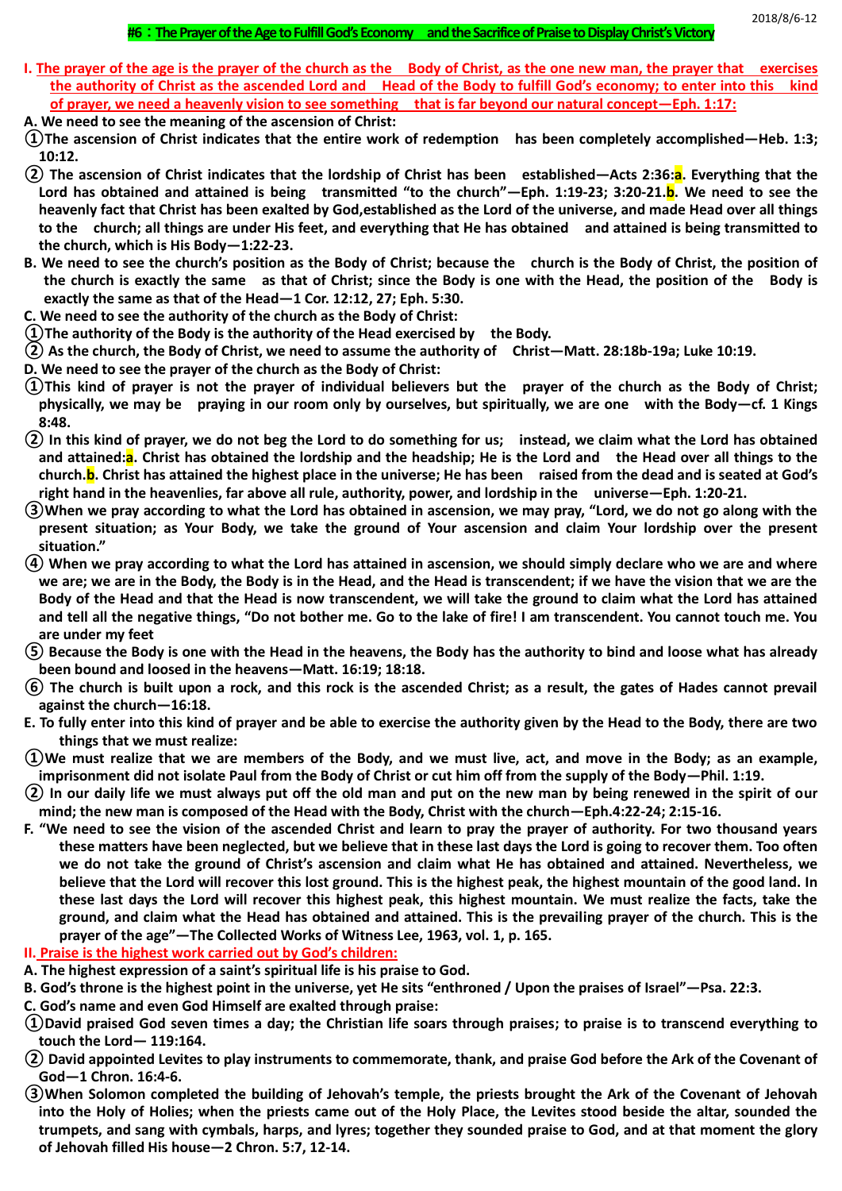2018/8/6-12

# #6：The Prayer of the Age to Fulfill God's Economy　and the Sacrifice of Praise to Display Christ's Victory

**I. The prayer of the age is the prayer of the church as the　Body of Christ, as the one new man, the prayer that　exercises the authority of Christ as the ascended Lord and　Head of the Body to fulfill God's economy; to enter into this　kind of prayer, we need a heavenly vision to see something　that is far beyond our natural concept—Eph. 1:17:**

**A. We need to see the meaning of the ascension of Christ:**

**①The ascension of Christ indicates that the entire work of redemption　has been completely accomplished—Heb. 1:3; 10:12.**

**② The ascension of Christ indicates that the lordship of Christ has been　established—Acts 2:36:a. Everything that the Lord has obtained and attained is being　transmitted "to the church"—Eph. 1:19-23; 3:20-21.b. We need to see the heavenly fact that Christ has been exalted by God,established as the Lord of the universe, and made Head over all things to the　church; all things are under His feet, and everything that He has obtained　and attained is being transmitted to the church, which is His Body—1:22-23.**

**B. We need to see the church's position as the Body of Christ; because the　church is the Body of Christ, the position of the church is exactly the same　as that of Christ; since the Body is one with the Head, the position of the　Body is exactly the same as that of the Head—1 Cor. 12:12, 27; Eph. 5:30.**

**C. We need to see the authority of the church as the Body of Christ:**

**①The authority of the Body is the authority of the Head exercised by　the Body.**

**② As the church, the Body of Christ, we need to assume the authority of　Christ—Matt. 28:18b-19a; Luke 10:19.**

**D. We need to see the prayer of the church as the Body of Christ:**

**①This kind of prayer is not the prayer of individual believers but the　prayer of the church as the Body of Christ; physically, we may be　praying in our room only by ourselves, but spiritually, we are one　with the Body—cf. 1 Kings 8:48.**

**② In this kind of prayer, we do not beg the Lord to do something for us;　instead, we claim what the Lord has obtained and attained:a. Christ has obtained the lordship and the headship; He is the Lord and　the Head over all things to the church.b. Christ has attained the highest place in the universe; He has been　raised from the dead and is seated at God's right hand in the heavenlies, far above all rule, authority, power, and lordship in the　universe—Eph. 1:20-21.**

**③When we pray according to what the Lord has obtained in ascension, we may pray, "Lord, we do not go along with the present situation; as Your Body, we take the ground of Your ascension and claim Your lordship over the present situation."**

**④ When we pray according to what the Lord has attained in ascension, we should simply declare who we are and where we are; we are in the Body, the Body is in the Head, and the Head is transcendent; if we have the vision that we are the Body of the Head and that the Head is now transcendent, we will take the ground to claim what the Lord has attained and tell all the negative things, "Do not bother me. Go to the lake of fire! I am transcendent. You cannot touch me. You are under my feet**

**⑤ Because the Body is one with the Head in the heavens, the Body has the authority to bind and loose what has already been bound and loosed in the heavens—Matt. 16:19; 18:18.**

**⑥ The church is built upon a rock, and this rock is the ascended Christ; as a result, the gates of Hades cannot prevail against the church—16:18.**

**E. To fully enter into this kind of prayer and be able to exercise the authority given by the Head to the Body, there are two things that we must realize:**

**①We must realize that we are members of the Body, and we must live, act, and move in the Body; as an example, imprisonment did not isolate Paul from the Body of Christ or cut him off from the supply of the Body—Phil. 1:19.**

**② In our daily life we must always put off the old man and put on the new man by being renewed in the spirit of our mind; the new man is composed of the Head with the Body, Christ with the church—Eph.4:22-24; 2:15-16.**

**F. "We need to see the vision of the ascended Christ and learn to pray the prayer of authority. For two thousand years these matters have been neglected, but we believe that in these last days the Lord is going to recover them. Too often we do not take the ground of Christ's ascension and claim what He has obtained and attained. Nevertheless, we believe that the Lord will recover this lost ground. This is the highest peak, the highest mountain of the good land. In these last days the Lord will recover this highest peak, this highest mountain. We must realize the facts, take the ground, and claim what the Head has obtained and attained. This is the prevailing prayer of the church. This is the prayer of the age"—The Collected Works of Witness Lee, 1963, vol. 1, p. 165.**

**II. Praise is the highest work carried out by God's children:**

**A. The highest expression of a saint's spiritual life is his praise to God.**

**B. God's throne is the highest point in the universe, yet He sits "enthroned / Upon the praises of Israel"—Psa. 22:3.**

**C. God's name and even God Himself are exalted through praise:**

**①David praised God seven times a day; the Christian life soars through praises; to praise is to transcend everything to touch the Lord— 119:164.**

**② David appointed Levites to play instruments to commemorate, thank, and praise God before the Ark of the Covenant of God—1 Chron. 16:4-6.**

**③When Solomon completed the building of Jehovah's temple, the priests brought the Ark of the Covenant of Jehovah into the Holy of Holies; when the priests came out of the Holy Place, the Levites stood beside the altar, sounded the trumpets, and sang with cymbals, harps, and lyres; together they sounded praise to God, and at that moment the glory of Jehovah filled His house—2 Chron. 5:7, 12-14.**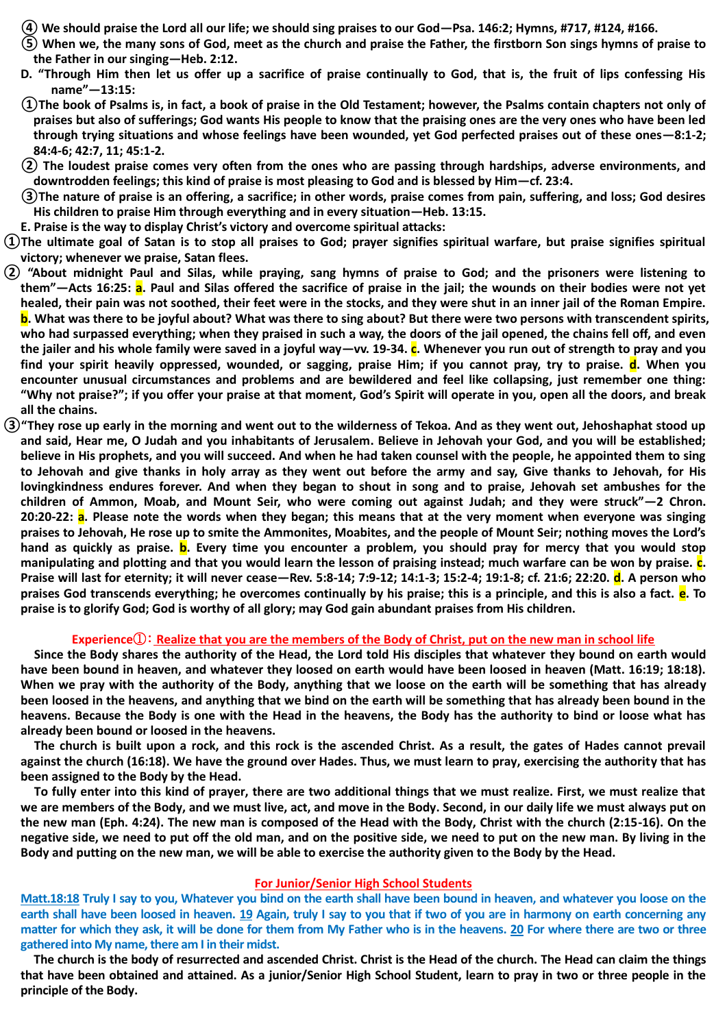**④ We should praise the Lord all our life; we should sing praises to our God—Psa. 146:2; Hymns, #717, #124, #166.**

**⑤ When we, the many sons of God, meet as the church and praise the Father, the firstborn Son sings hymns of praise to the Father in our singing—Heb. 2:12.**

**D. "Through Him then let us offer up a sacrifice of praise continually to God, that is, the fruit of lips confessing His name"—13:15:**

**①The book of Psalms is, in fact, a book of praise in the Old Testament; however, the Psalms contain chapters not only of praises but also of sufferings; God wants His people to know that the praising ones are the very ones who have been led through trying situations and whose feelings have been wounded, yet God perfected praises out of these ones—8:1-2; 84:4-6; 42:7, 11; 45:1-2.**

**② The loudest praise comes very often from the ones who are passing through hardships, adverse environments, and downtrodden feelings; this kind of praise is most pleasing to God and is blessed by Him—cf. 23:4.**

**③The nature of praise is an offering, a sacrifice; in other words, praise comes from pain, suffering, and loss; God desires His children to praise Him through everything and in every situation—Heb. 13:15.**

**E. Praise is the way to display Christ's victory and overcome spiritual attacks:**

**①The ultimate goal of Satan is to stop all praises to God; prayer signifies spiritual warfare, but praise signifies spiritual victory; whenever we praise, Satan flees.**

**② "About midnight Paul and Silas, while praying, sang hymns of praise to God; and the prisoners were listening to them"—Acts 16:25: a. Paul and Silas offered the sacrifice of praise in the jail; the wounds on their bodies were not yet healed, their pain was not soothed, their feet were in the stocks, and they were shut in an inner jail of the Roman Empire. b. What was there to be joyful about? What was there to sing about? But there were two persons with transcendent spirits, who had surpassed everything; when they praised in such a way, the doors of the jail opened, the chains fell off, and even the jailer and his whole family were saved in a joyful way—vv. 19-34. c. Whenever you run out of strength to pray and you find your spirit heavily oppressed, wounded, or sagging, praise Him; if you cannot pray, try to praise. d. When you encounter unusual circumstances and problems and are bewildered and feel like collapsing, just remember one thing: "Why not praise?"; if you offer your praise at that moment, God's Spirit will operate in you, open all the doors, and break all the chains.**

**③"They rose up early in the morning and went out to the wilderness of Tekoa. And as they went out, Jehoshaphat stood up and said, Hear me, O Judah and you inhabitants of Jerusalem. Believe in Jehovah your God, and you will be established; believe in His prophets, and you will succeed. And when he had taken counsel with the people, he appointed them to sing to Jehovah and give thanks in holy array as they went out before the army and say, Give thanks to Jehovah, for His lovingkindness endures forever. And when they began to shout in song and to praise, Jehovah set ambushes for the children of Ammon, Moab, and Mount Seir, who were coming out against Judah; and they were struck"—2 Chron. 20:20-22: a. Please note the words when they began; this means that at the very moment when everyone was singing praises to Jehovah, He rose up to smite the Ammonites, Moabites, and the people of Mount Seir; nothing moves the Lord's hand as quickly as praise. b. Every time you encounter a problem, you should pray for mercy that you would stop manipulating and plotting and that you would learn the lesson of praising instead; much warfare can be won by praise. c. Praise will last for eternity; it will never cease—Rev. 5:8-14; 7:9-12; 14:1-3; 15:2-4; 19:1-8; cf. 21:6; 22:20. d. A person who praises God transcends everything; he overcomes continually by his praise; this is a principle, and this is also a fact. e. To praise is to glorify God; God is worthy of all glory; may God gain abundant praises from His children.**

**Experience①: Realize that you are the members of the Body of Christ, put on the new man in school life**

**Since the Body shares the authority of the Head, the Lord told His disciples that whatever they bound on earth would have been bound in heaven, and whatever they loosed on earth would have been loosed in heaven (Matt. 16:19; 18:18). When we pray with the authority of the Body, anything that we loose on the earth will be something that has already been loosed in the heavens, and anything that we bind on the earth will be something that has already been bound in the heavens. Because the Body is one with the Head in the heavens, the Body has the authority to bind or loose what has already been bound or loosed in the heavens.**

**The church is built upon a rock, and this rock is the ascended Christ. As a result, the gates of Hades cannot prevail against the church (16:18). We have the ground over Hades. Thus, we must learn to pray, exercising the authority that has been assigned to the Body by the Head.**

**To fully enter into this kind of prayer, there are two additional things that we must realize. First, we must realize that we are members of the Body, and we must live, act, and move in the Body. Second, in our daily life we must always put on the new man (Eph. 4:24). The new man is composed of the Head with the Body, Christ with the church (2:15-16). On the negative side, we need to put off the old man, and on the positive side, we need to put on the new man. By living in the Body and putting on the new man, we will be able to exercise the authority given to the Body by the Head.**

**For Junior/Senior High School Students**

**Matt.18:18 Truly I say to you, Whatever you bind on the earth shall have been bound in heaven, and whatever you loose on the earth shall have been loosed in heaven. 19 Again, truly I say to you that if two of you are in harmony on earth concerning any matter for which they ask, it will be done for them from My Father who is in the heavens. 20 For where there are two or three gathered into My name, there am I in their midst.**

**The church is the body of resurrected and ascended Christ. Christ is the Head of the church. The Head can claim the things that have been obtained and attained. As a junior/Senior High School Student, learn to pray in two or three people in the principle of the Body.**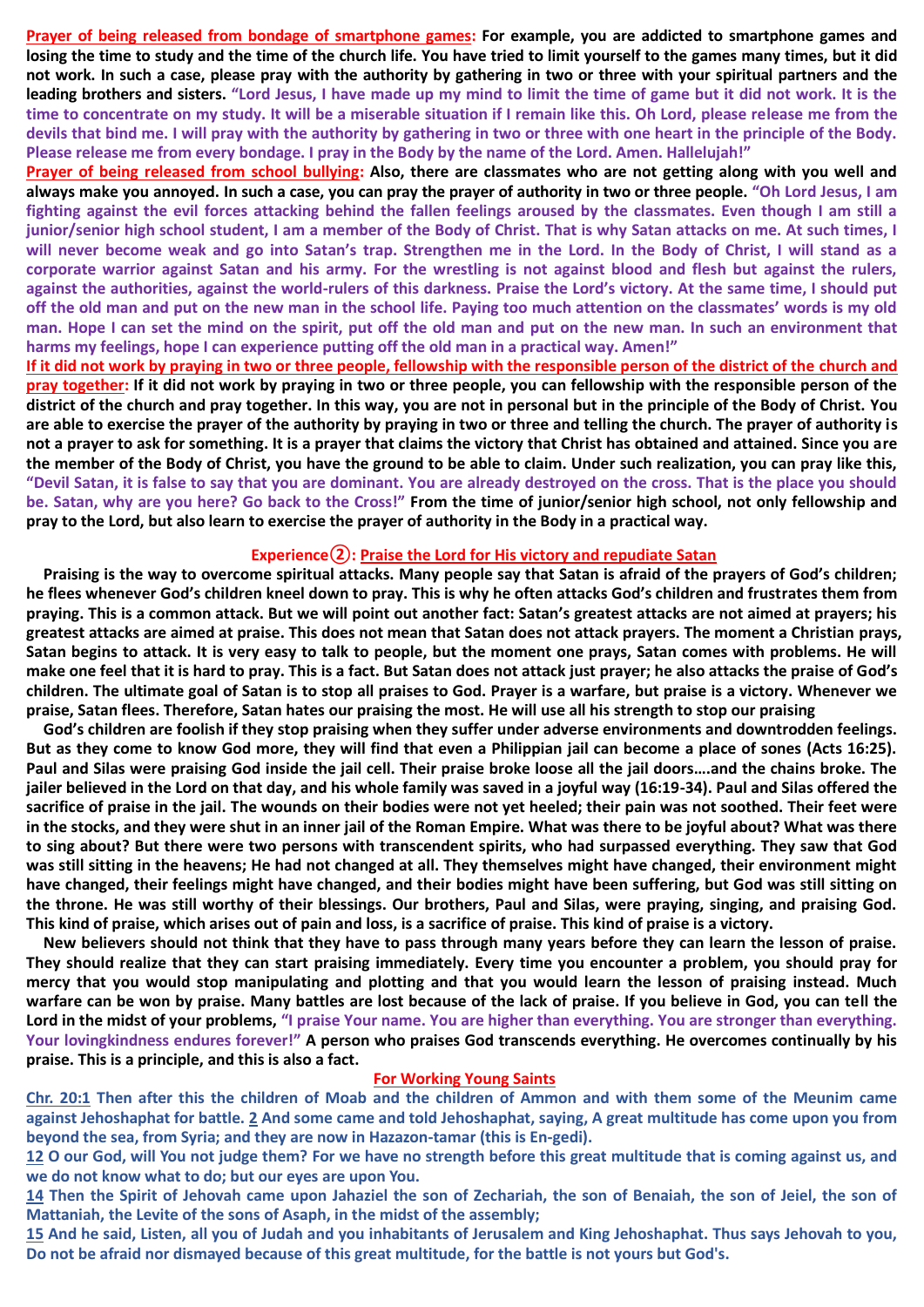**Prayer of being released from bondage of smartphone games:** For example, you are addicted to smartphone games and losing the time to study and the time of the church life. You have tried to limit yourself to the games many times, but it did not work. In such a case, please pray with the authority by gathering in two or three with your spiritual partners and the leading brothers and sisters. "Lord Jesus, I have made up my mind to limit the time of game but it did not work. It is the time to concentrate on my study. It will be a miserable situation if I remain like this. Oh Lord, please release me from the devils that bind me. I will pray with the authority by gathering in two or three with one heart in the principle of the Body. Please release me from every bondage. I pray in the Body by the name of the Lord. Amen. Hallelujah!"

**Prayer of being released from school bullying:** Also, there are classmates who are not getting along with you well and always make you annoyed. In such a case, you can pray the prayer of authority in two or three people. "Oh Lord Jesus, I am fighting against the evil forces attacking behind the fallen feelings aroused by the classmates. Even though I am still a junior/senior high school student, I am a member of the Body of Christ. That is why Satan attacks on me. At such times, I will never become weak and go into Satan's trap. Strengthen me in the Lord. In the Body of Christ, I will stand as a corporate warrior against Satan and his army. For the wrestling is not against blood and flesh but against the rulers, against the authorities, against the world-rulers of this darkness. Praise the Lord's victory. At the same time, I should put off the old man and put on the new man in the school life. Paying too much attention on the classmates' words is my old man. Hope I can set the mind on the spirit, put off the old man and put on the new man. In such an environment that harms my feelings, hope I can experience putting off the old man in a practical way. Amen!"

**If it did not work by praying in two or three people, fellowship with the responsible person of the district of the church and pray together:** If it did not work by praying in two or three people, you can fellowship with the responsible person of the district of the church and pray together. In this way, you are not in personal but in the principle of the Body of Christ. You are able to exercise the prayer of the authority by praying in two or three and telling the church. The prayer of authority is not a prayer to ask for something. It is a prayer that claims the victory that Christ has obtained and attained. Since you are the member of the Body of Christ, you have the ground to be able to claim. Under such realization, you can pray like this, "Devil Satan, it is false to say that you are dominant. You are already destroyed on the cross. That is the place you should be. Satan, why are you here? Go back to the Cross!" From the time of junior/senior high school, not only fellowship and pray to the Lord, but also learn to exercise the prayer of authority in the Body in a practical way.

## Experience②: Praise the Lord for His victory and repudiate Satan

Praising is the way to overcome spiritual attacks. Many people say that Satan is afraid of the prayers of God's children; he flees whenever God's children kneel down to pray. This is why he often attacks God's children and frustrates them from praying. This is a common attack. But we will point out another fact: Satan's greatest attacks are not aimed at prayers; his greatest attacks are aimed at praise. This does not mean that Satan does not attack prayers. The moment a Christian prays, Satan begins to attack. It is very easy to talk to people, but the moment one prays, Satan comes with problems. He will make one feel that it is hard to pray. This is a fact. But Satan does not attack just prayer; he also attacks the praise of God's children. The ultimate goal of Satan is to stop all praises to God. Prayer is a warfare, but praise is a victory. Whenever we praise, Satan flees. Therefore, Satan hates our praising the most. He will use all his strength to stop our praising

God's children are foolish if they stop praising when they suffer under adverse environments and downtrodden feelings. But as they come to know God more, they will find that even a Philippian jail can become a place of sones (Acts 16:25). Paul and Silas were praising God inside the jail cell. Their praise broke loose all the jail doors….and the chains broke. The jailer believed in the Lord on that day, and his whole family was saved in a joyful way (16:19-34). Paul and Silas offered the sacrifice of praise in the jail. The wounds on their bodies were not yet heeled; their pain was not soothed. Their feet were in the stocks, and they were shut in an inner jail of the Roman Empire. What was there to be joyful about? What was there to sing about? But there were two persons with transcendent spirits, who had surpassed everything. They saw that God was still sitting in the heavens; He had not changed at all. They themselves might have changed, their environment might have changed, their feelings might have changed, and their bodies might have been suffering, but God was still sitting on the throne. He was still worthy of their blessings. Our brothers, Paul and Silas, were praying, singing, and praising God. This kind of praise, which arises out of pain and loss, is a sacrifice of praise. This kind of praise is a victory.

New believers should not think that they have to pass through many years before they can learn the lesson of praise. They should realize that they can start praising immediately. Every time you encounter a problem, you should pray for mercy that you would stop manipulating and plotting and that you would learn the lesson of praising instead. Much warfare can be won by praise. Many battles are lost because of the lack of praise. If you believe in God, you can tell the Lord in the midst of your problems, "I praise Your name. You are higher than everything. You are stronger than everything. Your lovingkindness endures forever!" A person who praises God transcends everything. He overcomes continually by his praise. This is a principle, and this is also a fact.

### For Working Young Saints

**Chr. 20:1** Then after this the children of Moab and the children of Ammon and with them some of the Meunim came against Jehoshaphat for battle. **2** And some came and told Jehoshaphat, saying, A great multitude has come upon you from beyond the sea, from Syria; and they are now in Hazazon-tamar (this is En-gedi).

**12** O our God, will You not judge them? For we have no strength before this great multitude that is coming against us, and we do not know what to do; but our eyes are upon You.

**14** Then the Spirit of Jehovah came upon Jahaziel the son of Zechariah, the son of Benaiah, the son of Jeiel, the son of Mattaniah, the Levite of the sons of Asaph, in the midst of the assembly;

**15** And he said, Listen, all you of Judah and you inhabitants of Jerusalem and King Jehoshaphat. Thus says Jehovah to you, Do not be afraid nor dismayed because of this great multitude, for the battle is not yours but God's.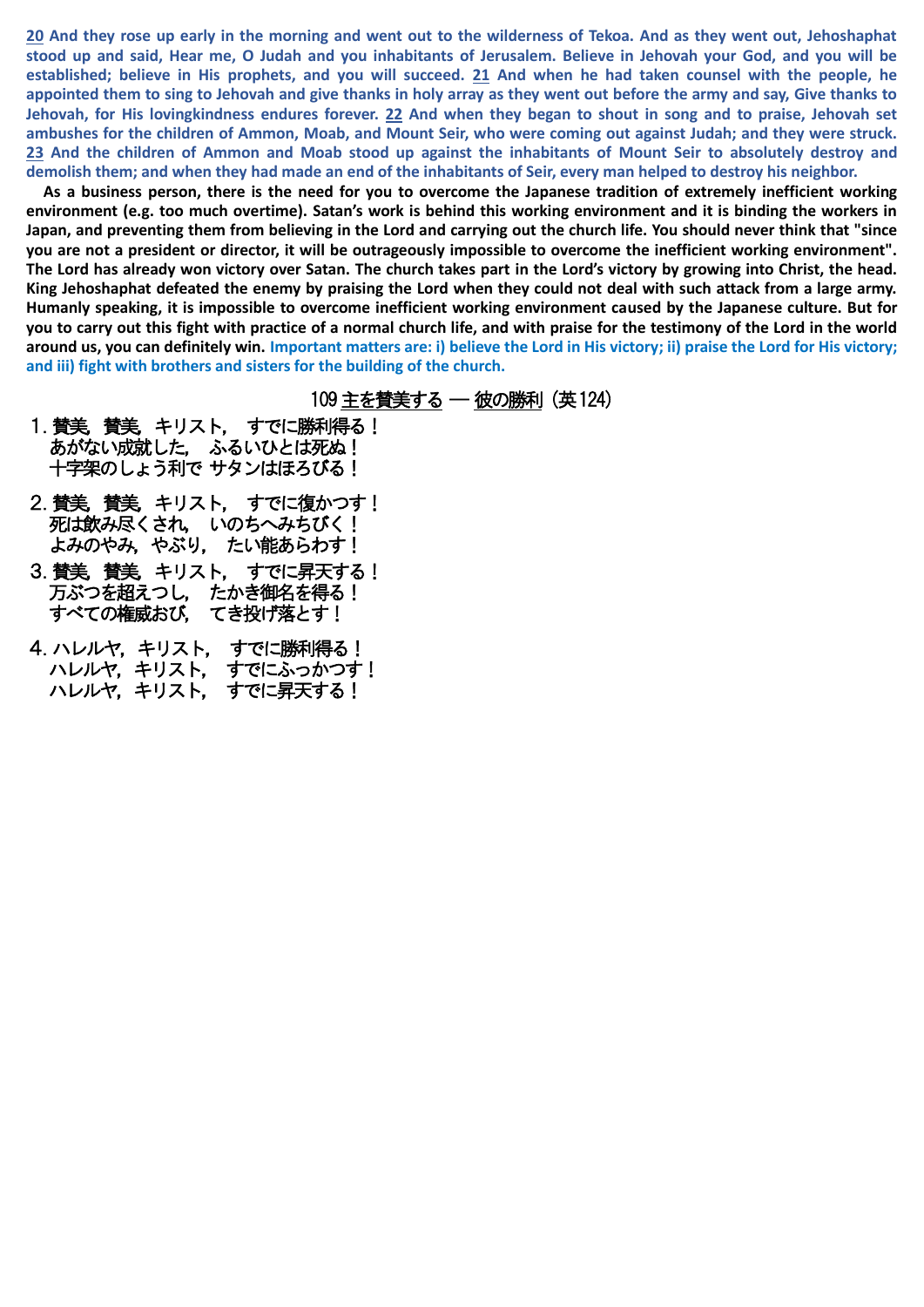**20 And they rose up early in the morning and went out to the wilderness of Tekoa. And as they went out, Jehoshaphat stood up and said, Hear me, O Judah and you inhabitants of Jerusalem. Believe in Jehovah your God, and you will be established; believe in His prophets, and you will succeed. 21 And when he had taken counsel with the people, he appointed them to sing to Jehovah and give thanks in holy array as they went out before the army and say, Give thanks to Jehovah, for His lovingkindness endures forever. 22 And when they began to shout in song and to praise, Jehovah set ambushes for the children of Ammon, Moab, and Mount Seir, who were coming out against Judah; and they were struck. 23 And the children of Ammon and Moab stood up against the inhabitants of Mount Seir to absolutely destroy and demolish them; and when they had made an end of the inhabitants of Seir, every man helped to destroy his neighbor.**

**As a business person, there is the need for you to overcome the Japanese tradition of extremely inefficient working environment (e.g. too much overtime). Satan's work is behind this working environment and it is binding the workers in Japan, and preventing them from believing in the Lord and carrying out the church life. You should never think that "since you are not a president or director, it will be outrageously impossible to overcome the inefficient working environment". The Lord has already won victory over Satan. The church takes part in the Lord's victory by growing into Christ, the head. King Jehoshaphat defeated the enemy by praising the Lord when they could not deal with such attack from a large army. Humanly speaking, it is impossible to overcome inefficient working environment caused by the Japanese culture. But for you to carry out this fight with practice of a normal church life, and with praise for the testimony of the Lord in the world around us, you can definitely win. Important matters are: i) believe the Lord in His victory; ii) praise the Lord for His victory; and iii) fight with brothers and sisters for the building of the church.**

## 109 主を賛美する — 彼の勝利（英124）

1. 賛美，賛美，キリスト， すでに勝利得る！
   あがない成就した， ふるいひとは死ぬ！
   十字架のしょう利で サタンはほろびる！

2. 賛美，賛美，キリスト， すでに復かつす！
   死は飲み尽くされ， いのちへみちびく！
   よみのやみ，やぶり， たい能あらわす！

3. 賛美，賛美，キリスト， すでに昇天する！
   万ぶつを超えつし， たかき御名を得る！
   すべての権威およびて， てき投げ落とす！

4. ハレルヤ，キリスト， すでに勝利得る！
   ハレルヤ，キリスト， すでにふっかつす！
   ハレルヤ，キリスト， すでに昇天する！